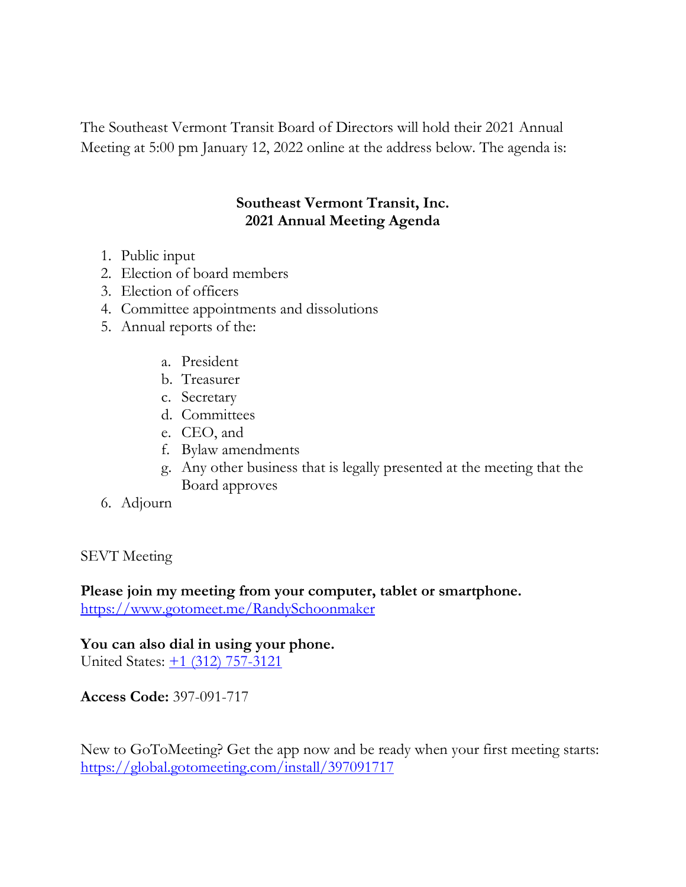The Southeast Vermont Transit Board of Directors will hold their 2021 Annual Meeting at 5:00 pm January 12, 2022 online at the address below. The agenda is:

**Southeast Vermont Transit, Inc.**
**2021 Annual Meeting Agenda**

1. Public input
2. Election of board members
3. Election of officers
4. Committee appointments and dissolutions
5. Annual reports of the:
    a. President
    b. Treasurer
    c. Secretary
    d. Committees
    e. CEO, and
    f. Bylaw amendments
    g. Any other business that is legally presented at the meeting that the Board approves
6. Adjourn

SEVT Meeting

**Please join my meeting from your computer, tablet or smartphone.**
[https://www.gotomeet.me/RandySchoonmaker](https://www.gotomeet.me/RandySchoonmaker)

**You can also dial in using your phone.**
United States: +1 (312) 757-3121

**Access Code:** 397-091-717

New to GoToMeeting? Get the app now and be ready when your first meeting starts:
[https://global.gotomeeting.com/install/397091717](https://global.gotomeeting.com/install/397091717)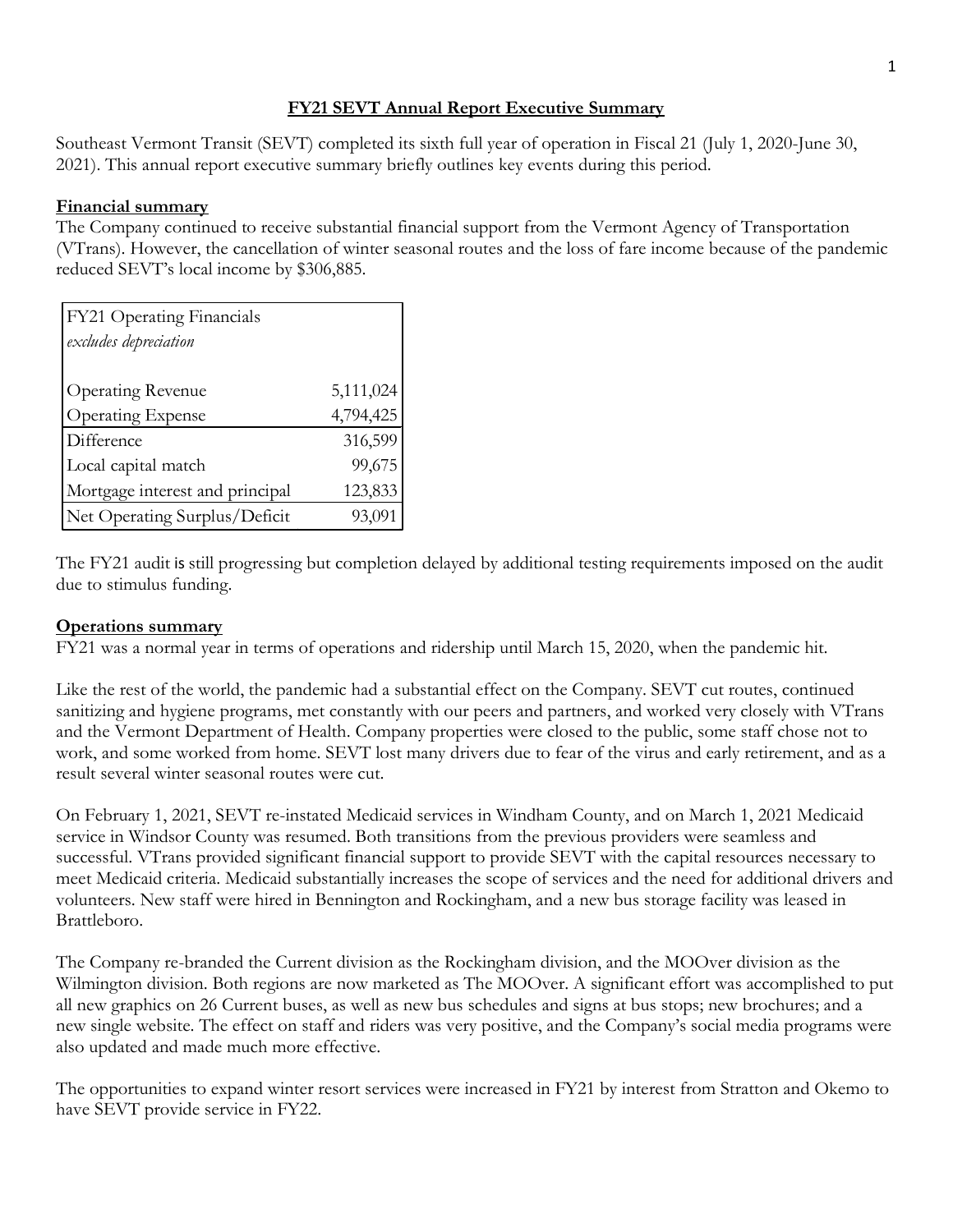# FY21 SEVT Annual Report Executive Summary

Southeast Vermont Transit (SEVT) completed its sixth full year of operation in Fiscal 21 (July 1, 2020-June 30, 2021). This annual report executive summary briefly outlines key events during this period.

## Financial summary

The Company continued to receive substantial financial support from the Vermont Agency of Transportation (VTrans). However, the cancellation of winter seasonal routes and the loss of fare income because of the pandemic reduced SEVT's local income by $306,885.

| FY21 Operating Financials *excludes depreciation* | |
|---|---|
| Operating Revenue | 5,111,024 |
| Operating Expense | 4,794,425 |
| Difference | 316,599 |
| Local capital match | 99,675 |
| Mortgage interest and principal | 123,833 |
| Net Operating Surplus/Deficit | 93,091 |

The FY21 audit is still progressing but completion delayed by additional testing requirements imposed on the audit due to stimulus funding.

## Operations summary

FY21 was a normal year in terms of operations and ridership until March 15, 2020, when the pandemic hit.

Like the rest of the world, the pandemic had a substantial effect on the Company. SEVT cut routes, continued sanitizing and hygiene programs, met constantly with our peers and partners, and worked very closely with VTrans and the Vermont Department of Health. Company properties were closed to the public, some staff chose not to work, and some worked from home. SEVT lost many drivers due to fear of the virus and early retirement, and as a result several winter seasonal routes were cut.

On February 1, 2021, SEVT re-instated Medicaid services in Windham County, and on March 1, 2021 Medicaid service in Windsor County was resumed. Both transitions from the previous providers were seamless and successful. VTrans provided significant financial support to provide SEVT with the capital resources necessary to meet Medicaid criteria. Medicaid substantially increases the scope of services and the need for additional drivers and volunteers. New staff were hired in Bennington and Rockingham, and a new bus storage facility was leased in Brattleboro.

The Company re-branded the Current division as the Rockingham division, and the MOOver division as the Wilmington division. Both regions are now marketed as The MOOver. A significant effort was accomplished to put all new graphics on 26 Current buses, as well as new bus schedules and signs at bus stops; new brochures; and a new single website. The effect on staff and riders was very positive, and the Company's social media programs were also updated and made much more effective.

The opportunities to expand winter resort services were increased in FY21 by interest from Stratton and Okemo to have SEVT provide service in FY22.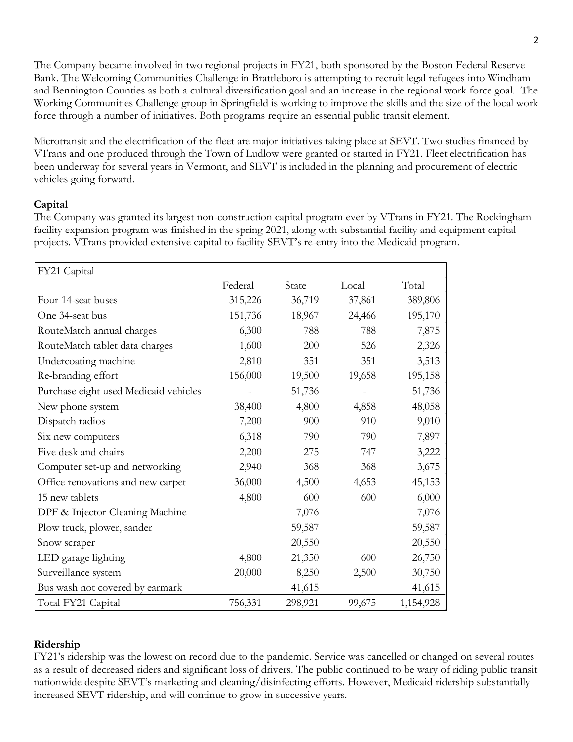The Company became involved in two regional projects in FY21, both sponsored by the Boston Federal Reserve Bank. The Welcoming Communities Challenge in Brattleboro is attempting to recruit legal refugees into Windham and Bennington Counties as both a cultural diversification goal and an increase in the regional work force goal. The Working Communities Challenge group in Springfield is working to improve the skills and the size of the local work force through a number of initiatives. Both programs require an essential public transit element.

Microtransit and the electrification of the fleet are major initiatives taking place at SEVT. Two studies financed by VTrans and one produced through the Town of Ludlow were granted or started in FY21. Fleet electrification has been underway for several years in Vermont, and SEVT is included in the planning and procurement of electric vehicles going forward.

## Capital

The Company was granted its largest non-construction capital program ever by VTrans in FY21. The Rockingham facility expansion program was finished in the spring 2021, along with substantial facility and equipment capital projects. VTrans provided extensive capital to facility SEVT's re-entry into the Medicaid program.

| FY21 Capital | | | | |
|---|---|---|---|---|
| | Federal | State | Local | Total |
| Four 14-seat buses | 315,226 | 36,719 | 37,861 | 389,806 |
| One 34-seat bus | 151,736 | 18,967 | 24,466 | 195,170 |
| RouteMatch annual charges | 6,300 | 788 | 788 | 7,875 |
| RouteMatch tablet data charges | 1,600 | 200 | 526 | 2,326 |
| Undercoating machine | 2,810 | 351 | 351 | 3,513 |
| Re-branding effort | 156,000 | 19,500 | 19,658 | 195,158 |
| Purchase eight used Medicaid vehicles | - | 51,736 | - | 51,736 |
| New phone system | 38,400 | 4,800 | 4,858 | 48,058 |
| Dispatch radios | 7,200 | 900 | 910 | 9,010 |
| Six new computers | 6,318 | 790 | 790 | 7,897 |
| Five desk and chairs | 2,200 | 275 | 747 | 3,222 |
| Computer set-up and networking | 2,940 | 368 | 368 | 3,675 |
| Office renovations and new carpet | 36,000 | 4,500 | 4,653 | 45,153 |
| 15 new tablets | 4,800 | 600 | 600 | 6,000 |
| DPF & Injector Cleaning Machine | | 7,076 | | 7,076 |
| Plow truck, plower, sander | | 59,587 | | 59,587 |
| Snow scraper | | 20,550 | | 20,550 |
| LED garage lighting | 4,800 | 21,350 | 600 | 26,750 |
| Surveillance system | 20,000 | 8,250 | 2,500 | 30,750 |
| Bus wash not covered by earmark | | 41,615 | | 41,615 |
| Total FY21 Capital | 756,331 | 298,921 | 99,675 | 1,154,928 |

## Ridership

FY21's ridership was the lowest on record due to the pandemic. Service was cancelled or changed on several routes as a result of decreased riders and significant loss of drivers. The public continued to be wary of riding public transit nationwide despite SEVT's marketing and cleaning/disinfecting efforts. However, Medicaid ridership substantially increased SEVT ridership, and will continue to grow in successive years.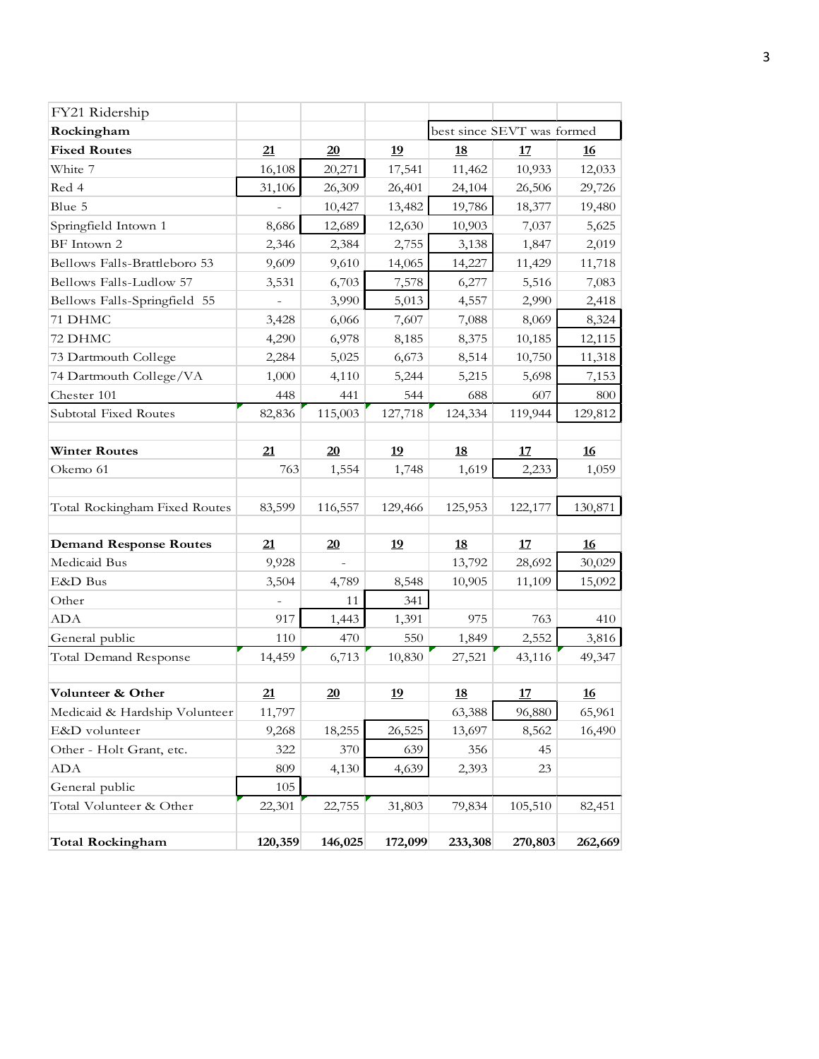| FY21 Ridership | | | | | | |
|---|---|---|---|---|---|---|
| **Rockingham** | | | | best since SEVT was formed | | |
| **Fixed Routes** | **21** | **20** | **19** | **18** | **17** | **16** |
| White 7 | 16,108 | 20,271 | 17,541 | 11,462 | 10,933 | 12,033 |
| Red 4 | 31,106 | 26,309 | 26,401 | 24,104 | 26,506 | 29,726 |
| Blue 5 | - | 10,427 | 13,482 | 19,786 | 18,377 | 19,480 |
| Springfield Intown 1 | 8,686 | 12,689 | 12,630 | 10,903 | 7,037 | 5,625 |
| BF Intown 2 | 2,346 | 2,384 | 2,755 | 3,138 | 1,847 | 2,019 |
| Bellows Falls-Brattleboro 53 | 9,609 | 9,610 | 14,065 | 14,227 | 11,429 | 11,718 |
| Bellows Falls-Ludlow 57 | 3,531 | 6,703 | 7,578 | 6,277 | 5,516 | 7,083 |
| Bellows Falls-Springfield 55 | - | 3,990 | 5,013 | 4,557 | 2,990 | 2,418 |
| 71 DHMC | 3,428 | 6,066 | 7,607 | 7,088 | 8,069 | 8,324 |
| 72 DHMC | 4,290 | 6,978 | 8,185 | 8,375 | 10,185 | 12,115 |
| 73 Dartmouth College | 2,284 | 5,025 | 6,673 | 8,514 | 10,750 | 11,318 |
| 74 Dartmouth College/VA | 1,000 | 4,110 | 5,244 | 5,215 | 5,698 | 7,153 |
| Chester 101 | 448 | 441 | 544 | 688 | 607 | 800 |
| Subtotal Fixed Routes | 82,836 | 115,003 | 127,718 | 124,334 | 119,944 | 129,812 |
| | | | | | | |
| **Winter Routes** | **21** | **20** | **19** | **18** | **17** | **16** |
| Okemo 61 | 763 | 1,554 | 1,748 | 1,619 | 2,233 | 1,059 |
| | | | | | | |
| Total Rockingham Fixed Routes | 83,599 | 116,557 | 129,466 | 125,953 | 122,177 | 130,871 |
| | | | | | | |
| **Demand Response Routes** | **21** | **20** | **19** | **18** | **17** | **16** |
| Medicaid Bus | 9,928 | - | | 13,792 | 28,692 | 30,029 |
| E&D Bus | 3,504 | 4,789 | 8,548 | 10,905 | 11,109 | 15,092 |
| Other | - | 11 | 341 | | | |
| ADA | 917 | 1,443 | 1,391 | 975 | 763 | 410 |
| General public | 110 | 470 | 550 | 1,849 | 2,552 | 3,816 |
| Total Demand Response | 14,459 | 6,713 | 10,830 | 27,521 | 43,116 | 49,347 |
| | | | | | | |
| **Volunteer & Other** | **21** | **20** | **19** | **18** | **17** | **16** |
| Medicaid & Hardship Volunteer | 11,797 | | | 63,388 | 96,880 | 65,961 |
| E&D volunteer | 9,268 | 18,255 | 26,525 | 13,697 | 8,562 | 16,490 |
| Other - Holt Grant, etc. | 322 | 370 | 639 | 356 | 45 | |
| ADA | 809 | 4,130 | 4,639 | 2,393 | 23 | |
| General public | 105 | | | | | |
| Total Volunteer & Other | 22,301 | 22,755 | 31,803 | 79,834 | 105,510 | 82,451 |
| | | | | | | |
| **Total Rockingham** | **120,359** | **146,025** | **172,099** | **233,308** | **270,803** | **262,669** |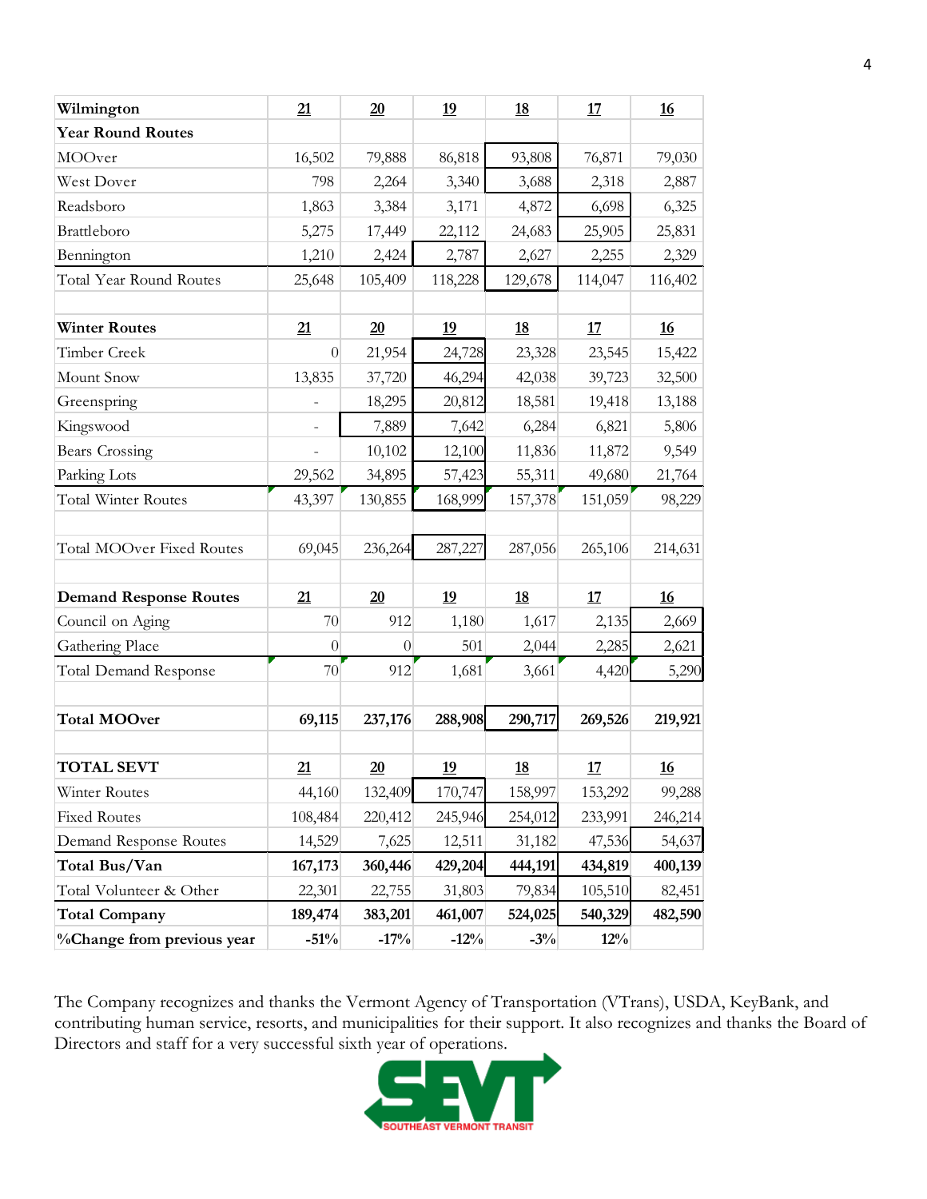| Wilmington | 21 | 20 | 19 | 18 | 17 | 16 |
|---|---|---|---|---|---|---|
| **Year Round Routes** | | | | | | |
| MOOver | 16,502 | 79,888 | 86,818 | 93,808 | 76,871 | 79,030 |
| West Dover | 798 | 2,264 | 3,340 | 3,688 | 2,318 | 2,887 |
| Readsboro | 1,863 | 3,384 | 3,171 | 4,872 | 6,698 | 6,325 |
| Brattleboro | 5,275 | 17,449 | 22,112 | 24,683 | 25,905 | 25,831 |
| Bennington | 1,210 | 2,424 | 2,787 | 2,627 | 2,255 | 2,329 |
| Total Year Round Routes | 25,648 | 105,409 | 118,228 | 129,678 | 114,047 | 116,402 |
| | | | | | | |
| **Winter Routes** | 21 | 20 | 19 | 18 | 17 | 16 |
| Timber Creek | 0 | 21,954 | 24,728 | 23,328 | 23,545 | 15,422 |
| Mount Snow | 13,835 | 37,720 | 46,294 | 42,038 | 39,723 | 32,500 |
| Greenspring | - | 18,295 | 20,812 | 18,581 | 19,418 | 13,188 |
| Kingswood | - | 7,889 | 7,642 | 6,284 | 6,821 | 5,806 |
| Bears Crossing | - | 10,102 | 12,100 | 11,836 | 11,872 | 9,549 |
| Parking Lots | 29,562 | 34,895 | 57,423 | 55,311 | 49,680 | 21,764 |
| Total Winter Routes | 43,397 | 130,855 | 168,999 | 157,378 | 151,059 | 98,229 |
| | | | | | | |
| Total MOOver Fixed Routes | 69,045 | 236,264 | 287,227 | 287,056 | 265,106 | 214,631 |
| | | | | | | |
| **Demand Response Routes** | 21 | 20 | 19 | 18 | 17 | 16 |
| Council on Aging | 70 | 912 | 1,180 | 1,617 | 2,135 | 2,669 |
| Gathering Place | 0 | 0 | 501 | 2,044 | 2,285 | 2,621 |
| Total Demand Response | 70 | 912 | 1,681 | 3,661 | 4,420 | 5,290 |
| | | | | | | |
| **Total MOOver** | **69,115** | **237,176** | **288,908** | **290,717** | **269,526** | **219,921** |
| | | | | | | |
| **TOTAL SEVT** | 21 | 20 | 19 | 18 | 17 | 16 |
| Winter Routes | 44,160 | 132,409 | 170,747 | 158,997 | 153,292 | 99,288 |
| Fixed Routes | 108,484 | 220,412 | 245,946 | 254,012 | 233,991 | 246,214 |
| Demand Response Routes | 14,529 | 7,625 | 12,511 | 31,182 | 47,536 | 54,637 |
| **Total Bus/Van** | **167,173** | **360,446** | **429,204** | **444,191** | **434,819** | **400,139** |
| Total Volunteer & Other | 22,301 | 22,755 | 31,803 | 79,834 | 105,510 | 82,451 |
| **Total Company** | **189,474** | **383,201** | **461,007** | **524,025** | **540,329** | **482,590** |
| **%Change from previous year** | **-51%** | **-17%** | **-12%** | **-3%** | **12%** | |

The Company recognizes and thanks the Vermont Agency of Transportation (VTrans), USDA, KeyBank, and contributing human service, resorts, and municipalities for their support. It also recognizes and thanks the Board of Directors and staff for a very successful sixth year of operations.

SEVT SOUTHEAST VERMONT TRANSIT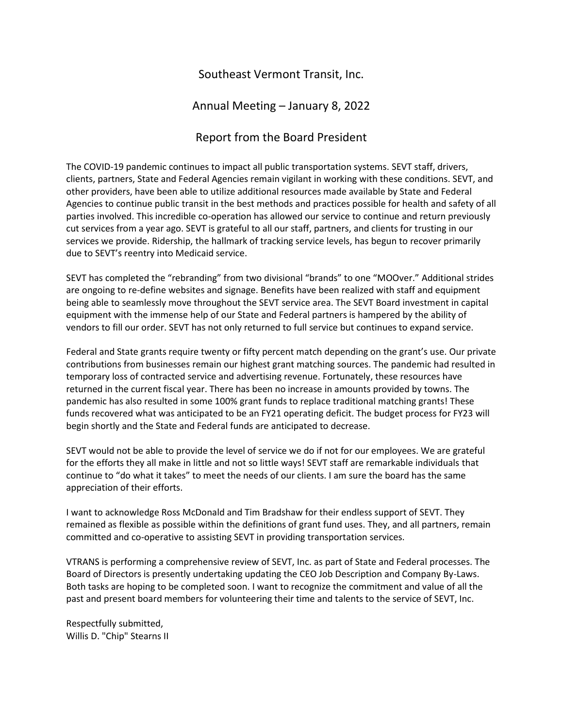# Southeast Vermont Transit, Inc.

## Annual Meeting – January 8, 2022

## Report from the Board President

The COVID-19 pandemic continues to impact all public transportation systems. SEVT staff, drivers, clients, partners, State and Federal Agencies remain vigilant in working with these conditions. SEVT, and other providers, have been able to utilize additional resources made available by State and Federal Agencies to continue public transit in the best methods and practices possible for health and safety of all parties involved. This incredible co-operation has allowed our service to continue and return previously cut services from a year ago. SEVT is grateful to all our staff, partners, and clients for trusting in our services we provide. Ridership, the hallmark of tracking service levels, has begun to recover primarily due to SEVT's reentry into Medicaid service.

SEVT has completed the "rebranding" from two divisional "brands" to one "MOOver." Additional strides are ongoing to re-define websites and signage. Benefits have been realized with staff and equipment being able to seamlessly move throughout the SEVT service area. The SEVT Board investment in capital equipment with the immense help of our State and Federal partners is hampered by the ability of vendors to fill our order. SEVT has not only returned to full service but continues to expand service.

Federal and State grants require twenty or fifty percent match depending on the grant's use. Our private contributions from businesses remain our highest grant matching sources. The pandemic had resulted in temporary loss of contracted service and advertising revenue. Fortunately, these resources have returned in the current fiscal year. There has been no increase in amounts provided by towns. The pandemic has also resulted in some 100% grant funds to replace traditional matching grants! These funds recovered what was anticipated to be an FY21 operating deficit. The budget process for FY23 will begin shortly and the State and Federal funds are anticipated to decrease.

SEVT would not be able to provide the level of service we do if not for our employees. We are grateful for the efforts they all make in little and not so little ways! SEVT staff are remarkable individuals that continue to "do what it takes" to meet the needs of our clients. I am sure the board has the same appreciation of their efforts.

I want to acknowledge Ross McDonald and Tim Bradshaw for their endless support of SEVT. They remained as flexible as possible within the definitions of grant fund uses. They, and all partners, remain committed and co-operative to assisting SEVT in providing transportation services.

VTRANS is performing a comprehensive review of SEVT, Inc. as part of State and Federal processes. The Board of Directors is presently undertaking updating the CEO Job Description and Company By-Laws. Both tasks are hoping to be completed soon. I want to recognize the commitment and value of all the past and present board members for volunteering their time and talents to the service of SEVT, Inc.

Respectfully submitted,
Willis D. "Chip" Stearns II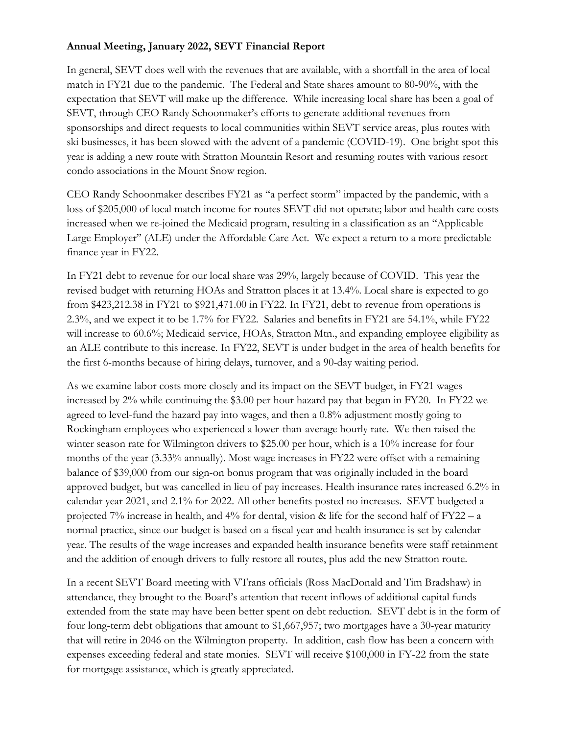**Annual Meeting, January 2022, SEVT Financial Report**

In general, SEVT does well with the revenues that are available, with a shortfall in the area of local match in FY21 due to the pandemic. The Federal and State shares amount to 80-90%, with the expectation that SEVT will make up the difference. While increasing local share has been a goal of SEVT, through CEO Randy Schoonmaker's efforts to generate additional revenues from sponsorships and direct requests to local communities within SEVT service areas, plus routes with ski businesses, it has been slowed with the advent of a pandemic (COVID-19). One bright spot this year is adding a new route with Stratton Mountain Resort and resuming routes with various resort condo associations in the Mount Snow region.

CEO Randy Schoonmaker describes FY21 as "a perfect storm" impacted by the pandemic, with a loss of $205,000 of local match income for routes SEVT did not operate; labor and health care costs increased when we re-joined the Medicaid program, resulting in a classification as an "Applicable Large Employer" (ALE) under the Affordable Care Act. We expect a return to a more predictable finance year in FY22.

In FY21 debt to revenue for our local share was 29%, largely because of COVID. This year the revised budget with returning HOAs and Stratton places it at 13.4%. Local share is expected to go from $423,212.38 in FY21 to $921,471.00 in FY22. In FY21, debt to revenue from operations is 2.3%, and we expect it to be 1.7% for FY22. Salaries and benefits in FY21 are 54.1%, while FY22 will increase to 60.6%; Medicaid service, HOAs, Stratton Mtn., and expanding employee eligibility as an ALE contribute to this increase. In FY22, SEVT is under budget in the area of health benefits for the first 6-months because of hiring delays, turnover, and a 90-day waiting period.

As we examine labor costs more closely and its impact on the SEVT budget, in FY21 wages increased by 2% while continuing the $3.00 per hour hazard pay that began in FY20. In FY22 we agreed to level-fund the hazard pay into wages, and then a 0.8% adjustment mostly going to Rockingham employees who experienced a lower-than-average hourly rate. We then raised the winter season rate for Wilmington drivers to $25.00 per hour, which is a 10% increase for four months of the year (3.33% annually). Most wage increases in FY22 were offset with a remaining balance of $39,000 from our sign-on bonus program that was originally included in the board approved budget, but was cancelled in lieu of pay increases. Health insurance rates increased 6.2% in calendar year 2021, and 2.1% for 2022. All other benefits posted no increases. SEVT budgeted a projected 7% increase in health, and 4% for dental, vision & life for the second half of FY22 – a normal practice, since our budget is based on a fiscal year and health insurance is set by calendar year. The results of the wage increases and expanded health insurance benefits were staff retainment and the addition of enough drivers to fully restore all routes, plus add the new Stratton route.

In a recent SEVT Board meeting with VTrans officials (Ross MacDonald and Tim Bradshaw) in attendance, they brought to the Board's attention that recent inflows of additional capital funds extended from the state may have been better spent on debt reduction. SEVT debt is in the form of four long-term debt obligations that amount to $1,667,957; two mortgages have a 30-year maturity that will retire in 2046 on the Wilmington property. In addition, cash flow has been a concern with expenses exceeding federal and state monies. SEVT will receive $100,000 in FY-22 from the state for mortgage assistance, which is greatly appreciated.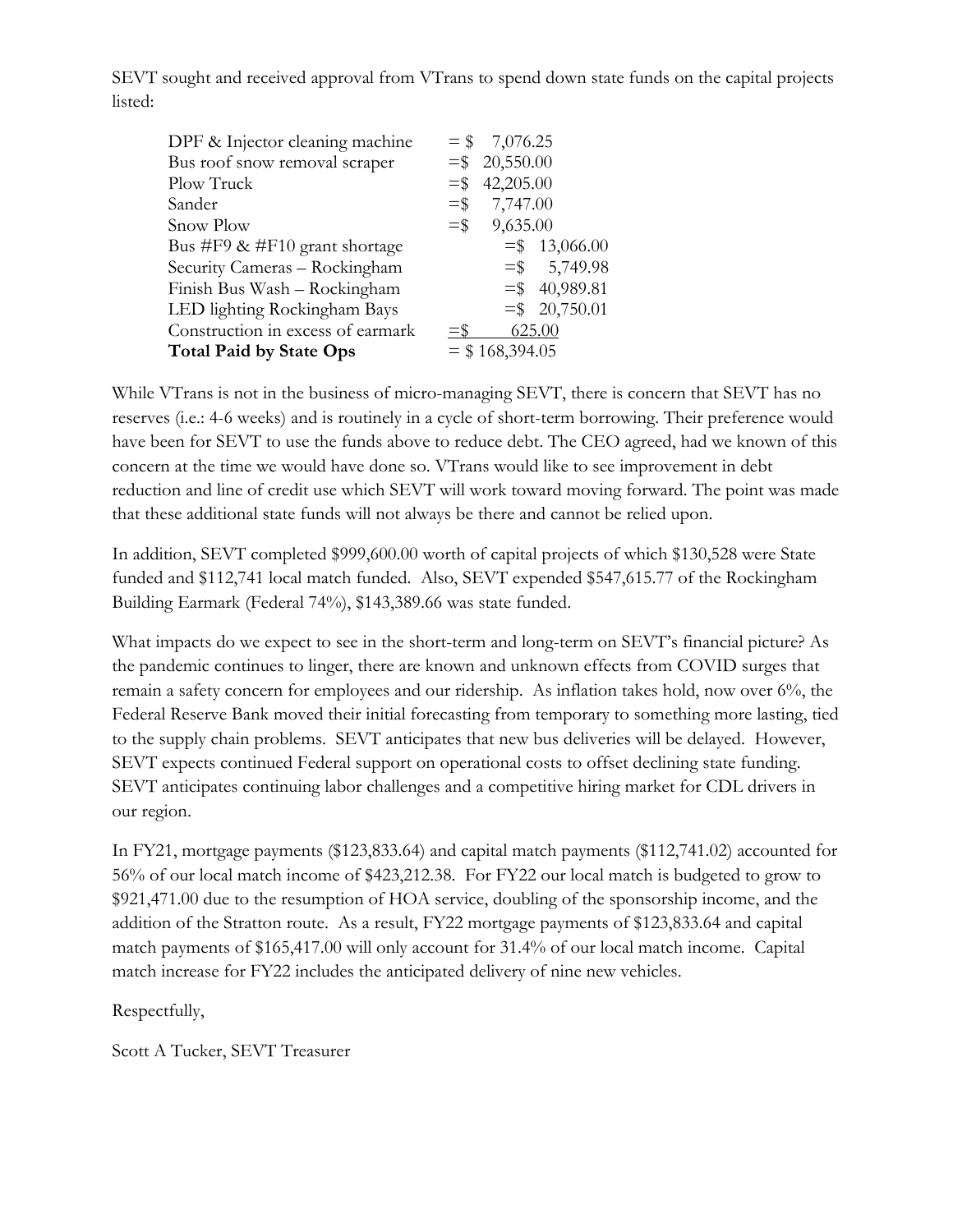SEVT sought and received approval from VTrans to spend down state funds on the capital projects listed:

| | |
|---|---|
| DPF & Injector cleaning machine | = $ 7,076.25 |
| Bus roof snow removal scraper | =$ 20,550.00 |
| Plow Truck | =$ 42,205.00 |
| Sander | =$ 7,747.00 |
| Snow Plow | =$ 9,635.00 |
| Bus #F9 & #F10 grant shortage | =$ 13,066.00 |
| Security Cameras – Rockingham | =$ 5,749.98 |
| Finish Bus Wash – Rockingham | =$ 40,989.81 |
| LED lighting Rockingham Bays | =$ 20,750.01 |
| Construction in excess of earmark | =$ 625.00 |
| **Total Paid by State Ops** | = $ 168,394.05 |

While VTrans is not in the business of micro-managing SEVT, there is concern that SEVT has no reserves (i.e.: 4-6 weeks) and is routinely in a cycle of short-term borrowing. Their preference would have been for SEVT to use the funds above to reduce debt. The CEO agreed, had we known of this concern at the time we would have done so. VTrans would like to see improvement in debt reduction and line of credit use which SEVT will work toward moving forward. The point was made that these additional state funds will not always be there and cannot be relied upon.

In addition, SEVT completed $999,600.00 worth of capital projects of which $130,528 were State funded and $112,741 local match funded. Also, SEVT expended $547,615.77 of the Rockingham Building Earmark (Federal 74%), $143,389.66 was state funded.

What impacts do we expect to see in the short-term and long-term on SEVT's financial picture? As the pandemic continues to linger, there are known and unknown effects from COVID surges that remain a safety concern for employees and our ridership. As inflation takes hold, now over 6%, the Federal Reserve Bank moved their initial forecasting from temporary to something more lasting, tied to the supply chain problems. SEVT anticipates that new bus deliveries will be delayed. However, SEVT expects continued Federal support on operational costs to offset declining state funding. SEVT anticipates continuing labor challenges and a competitive hiring market for CDL drivers in our region.

In FY21, mortgage payments ($123,833.64) and capital match payments ($112,741.02) accounted for 56% of our local match income of $423,212.38. For FY22 our local match is budgeted to grow to $921,471.00 due to the resumption of HOA service, doubling of the sponsorship income, and the addition of the Stratton route. As a result, FY22 mortgage payments of $123,833.64 and capital match payments of $165,417.00 will only account for 31.4% of our local match income. Capital match increase for FY22 includes the anticipated delivery of nine new vehicles.

Respectfully,

Scott A Tucker, SEVT Treasurer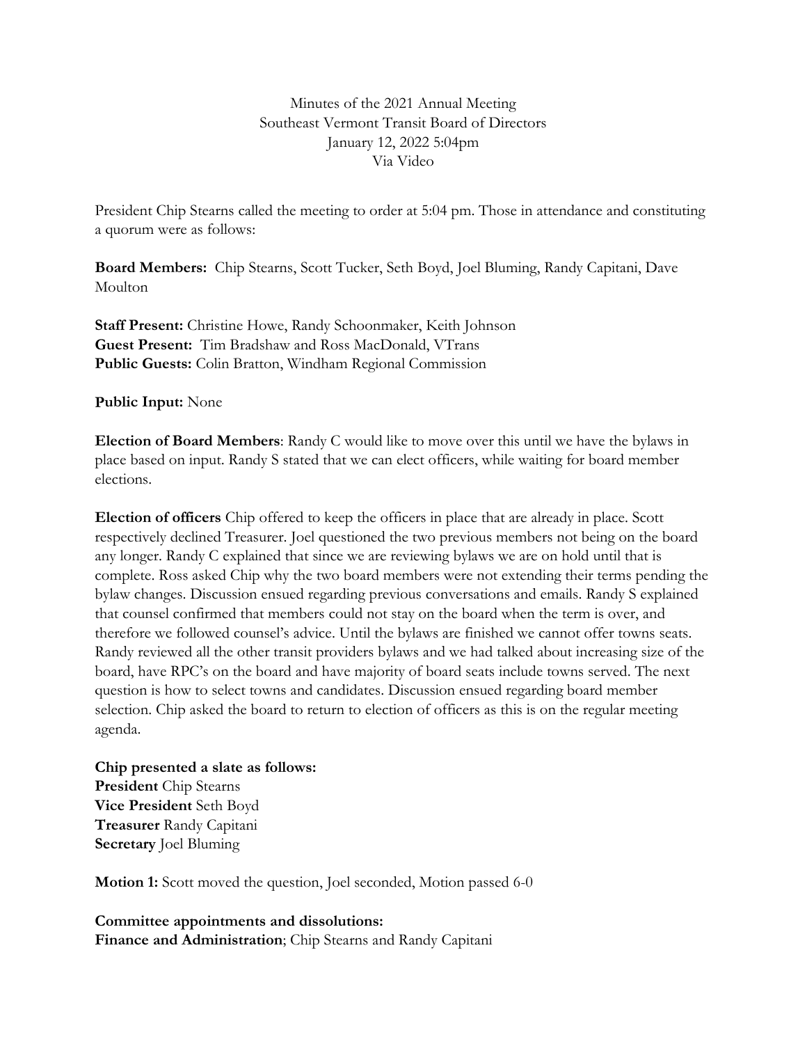Minutes of the 2021 Annual Meeting
Southeast Vermont Transit Board of Directors
January 12, 2022 5:04pm
Via Video

President Chip Stearns called the meeting to order at 5:04 pm. Those in attendance and constituting a quorum were as follows:

**Board Members:** Chip Stearns, Scott Tucker, Seth Boyd, Joel Bluming, Randy Capitani, Dave Moulton

**Staff Present:** Christine Howe, Randy Schoonmaker, Keith Johnson
**Guest Present:** Tim Bradshaw and Ross MacDonald, VTrans
**Public Guests:** Colin Bratton, Windham Regional Commission

**Public Input:** None

**Election of Board Members**: Randy C would like to move over this until we have the bylaws in place based on input. Randy S stated that we can elect officers, while waiting for board member elections.

**Election of officers** Chip offered to keep the officers in place that are already in place. Scott respectively declined Treasurer. Joel questioned the two previous members not being on the board any longer. Randy C explained that since we are reviewing bylaws we are on hold until that is complete. Ross asked Chip why the two board members were not extending their terms pending the bylaw changes. Discussion ensued regarding previous conversations and emails. Randy S explained that counsel confirmed that members could not stay on the board when the term is over, and therefore we followed counsel's advice. Until the bylaws are finished we cannot offer towns seats. Randy reviewed all the other transit providers bylaws and we had talked about increasing size of the board, have RPC's on the board and have majority of board seats include towns served. The next question is how to select towns and candidates. Discussion ensued regarding board member selection. Chip asked the board to return to election of officers as this is on the regular meeting agenda.

**Chip presented a slate as follows:**
**President** Chip Stearns
**Vice President** Seth Boyd
**Treasurer** Randy Capitani
**Secretary** Joel Bluming

**Motion 1:** Scott moved the question, Joel seconded, Motion passed 6-0

**Committee appointments and dissolutions:**
**Finance and Administration**; Chip Stearns and Randy Capitani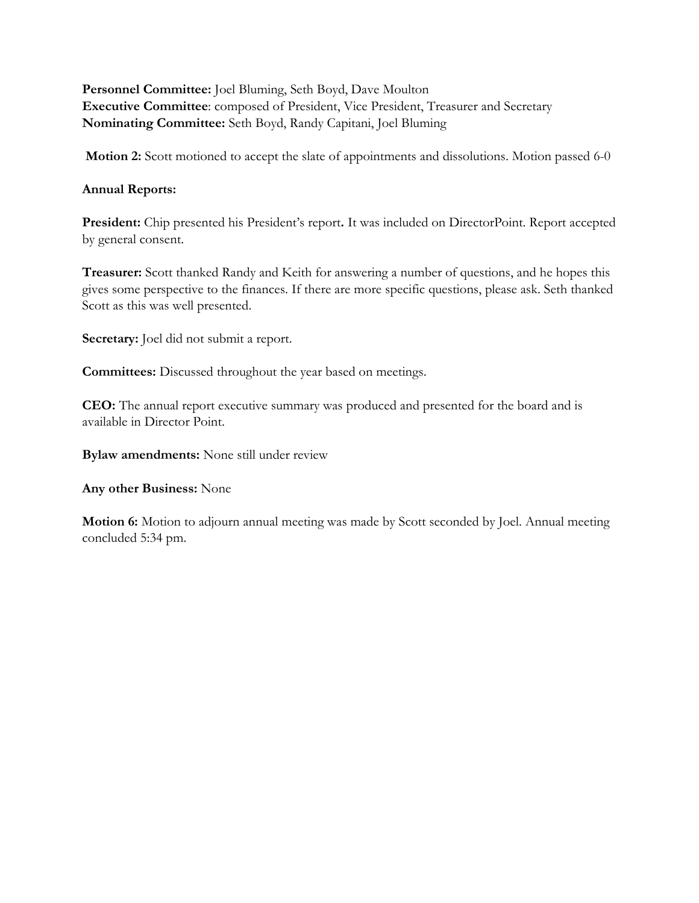**Personnel Committee:** Joel Bluming, Seth Boyd, Dave Moulton
**Executive Committee**: composed of President, Vice President, Treasurer and Secretary
**Nominating Committee:** Seth Boyd, Randy Capitani, Joel Bluming

**Motion 2:** Scott motioned to accept the slate of appointments and dissolutions. Motion passed 6-0

**Annual Reports:**

**President:** Chip presented his President's report**.** It was included on DirectorPoint. Report accepted by general consent.

**Treasurer:** Scott thanked Randy and Keith for answering a number of questions, and he hopes this gives some perspective to the finances. If there are more specific questions, please ask. Seth thanked Scott as this was well presented.

**Secretary:** Joel did not submit a report.

**Committees:** Discussed throughout the year based on meetings.

**CEO:** The annual report executive summary was produced and presented for the board and is available in Director Point.

**Bylaw amendments:** None still under review

**Any other Business:** None

**Motion 6:** Motion to adjourn annual meeting was made by Scott seconded by Joel. Annual meeting concluded 5:34 pm.